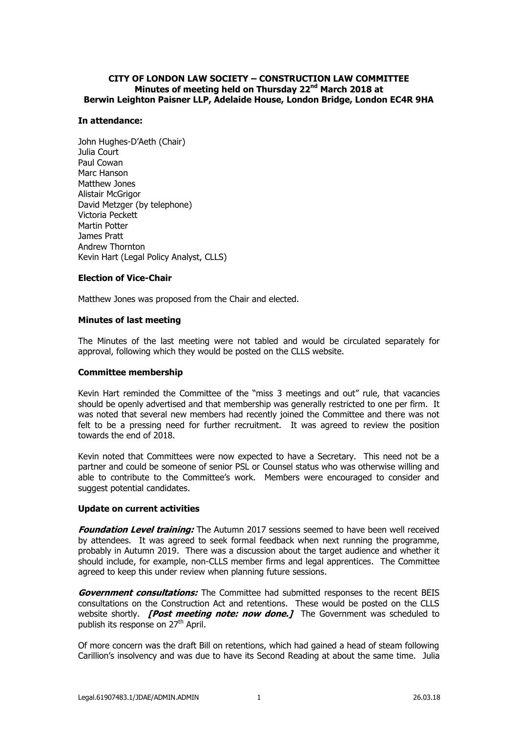**CITY OF LONDON LAW SOCIETY – CONSTRUCTION LAW COMMITTEE**
**Minutes of meeting held on Thursday 22nd March 2018 at**
**Berwin Leighton Paisner LLP, Adelaide House, London Bridge, London EC4R 9HA**

**In attendance:**

John Hughes-D'Aeth (Chair)
Julia Court
Paul Cowan
Marc Hanson
Matthew Jones
Alistair McGrigor
David Metzger (by telephone)
Victoria Peckett
Martin Potter
James Pratt
Andrew Thornton
Kevin Hart (Legal Policy Analyst, CLLS)

**Election of Vice-Chair**

Matthew Jones was proposed from the Chair and elected.

**Minutes of last meeting**

The Minutes of the last meeting were not tabled and would be circulated separately for approval, following which they would be posted on the CLLS website.

**Committee membership**

Kevin Hart reminded the Committee of the "miss 3 meetings and out" rule, that vacancies should be openly advertised and that membership was generally restricted to one per firm. It was noted that several new members had recently joined the Committee and there was not felt to be a pressing need for further recruitment. It was agreed to review the position towards the end of 2018.

Kevin noted that Committees were now expected to have a Secretary. This need not be a partner and could be someone of senior PSL or Counsel status who was otherwise willing and able to contribute to the Committee's work. Members were encouraged to consider and suggest potential candidates.

**Update on current activities**

***Foundation Level training:*** The Autumn 2017 sessions seemed to have been well received by attendees. It was agreed to seek formal feedback when next running the programme, probably in Autumn 2019. There was a discussion about the target audience and whether it should include, for example, non-CLLS member firms and legal apprentices. The Committee agreed to keep this under review when planning future sessions.

***Government consultations:*** The Committee had submitted responses to the recent BEIS consultations on the Construction Act and retentions. These would be posted on the CLLS website shortly. ***[Post meeting note: now done.]*** The Government was scheduled to publish its response on 27th April.

Of more concern was the draft Bill on retentions, which had gained a head of steam following Carillion's insolvency and was due to have its Second Reading at about the same time. Julia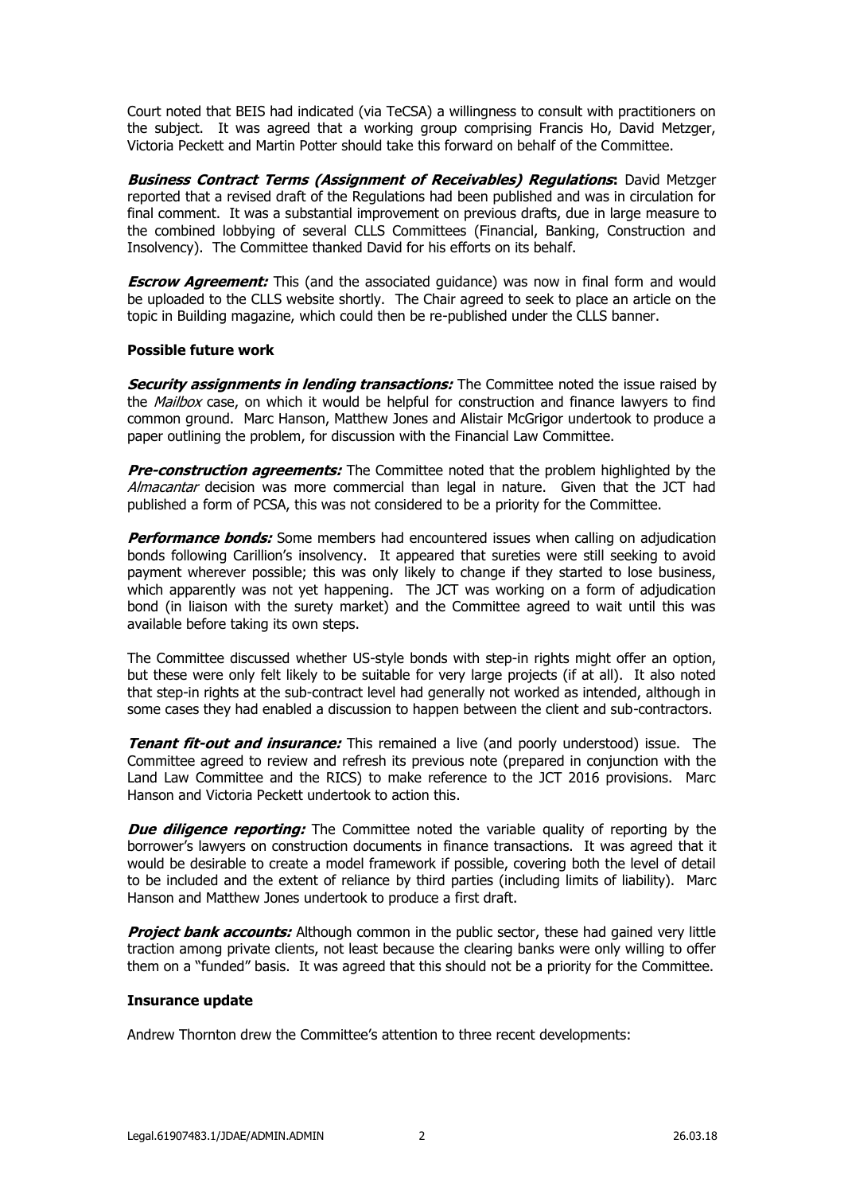Court noted that BEIS had indicated (via TeCSA) a willingness to consult with practitioners on the subject. It was agreed that a working group comprising Francis Ho, David Metzger, Victoria Peckett and Martin Potter should take this forward on behalf of the Committee.

***Business Contract Terms (Assignment of Receivables) Regulations*:** David Metzger reported that a revised draft of the Regulations had been published and was in circulation for final comment. It was a substantial improvement on previous drafts, due in large measure to the combined lobbying of several CLLS Committees (Financial, Banking, Construction and Insolvency). The Committee thanked David for his efforts on its behalf.

***Escrow Agreement:*** This (and the associated guidance) was now in final form and would be uploaded to the CLLS website shortly. The Chair agreed to seek to place an article on the topic in Building magazine, which could then be re-published under the CLLS banner.

**Possible future work**

***Security assignments in lending transactions:*** The Committee noted the issue raised by the *Mailbox* case, on which it would be helpful for construction and finance lawyers to find common ground. Marc Hanson, Matthew Jones and Alistair McGrigor undertook to produce a paper outlining the problem, for discussion with the Financial Law Committee.

***Pre-construction agreements:*** The Committee noted that the problem highlighted by the *Almacantar* decision was more commercial than legal in nature. Given that the JCT had published a form of PCSA, this was not considered to be a priority for the Committee.

***Performance bonds:*** Some members had encountered issues when calling on adjudication bonds following Carillion's insolvency. It appeared that sureties were still seeking to avoid payment wherever possible; this was only likely to change if they started to lose business, which apparently was not yet happening. The JCT was working on a form of adjudication bond (in liaison with the surety market) and the Committee agreed to wait until this was available before taking its own steps.

The Committee discussed whether US-style bonds with step-in rights might offer an option, but these were only felt likely to be suitable for very large projects (if at all). It also noted that step-in rights at the sub-contract level had generally not worked as intended, although in some cases they had enabled a discussion to happen between the client and sub-contractors.

***Tenant fit-out and insurance:*** This remained a live (and poorly understood) issue. The Committee agreed to review and refresh its previous note (prepared in conjunction with the Land Law Committee and the RICS) to make reference to the JCT 2016 provisions. Marc Hanson and Victoria Peckett undertook to action this.

***Due diligence reporting:*** The Committee noted the variable quality of reporting by the borrower's lawyers on construction documents in finance transactions. It was agreed that it would be desirable to create a model framework if possible, covering both the level of detail to be included and the extent of reliance by third parties (including limits of liability). Marc Hanson and Matthew Jones undertook to produce a first draft.

***Project bank accounts:*** Although common in the public sector, these had gained very little traction among private clients, not least because the clearing banks were only willing to offer them on a "funded" basis. It was agreed that this should not be a priority for the Committee.

**Insurance update**

Andrew Thornton drew the Committee's attention to three recent developments: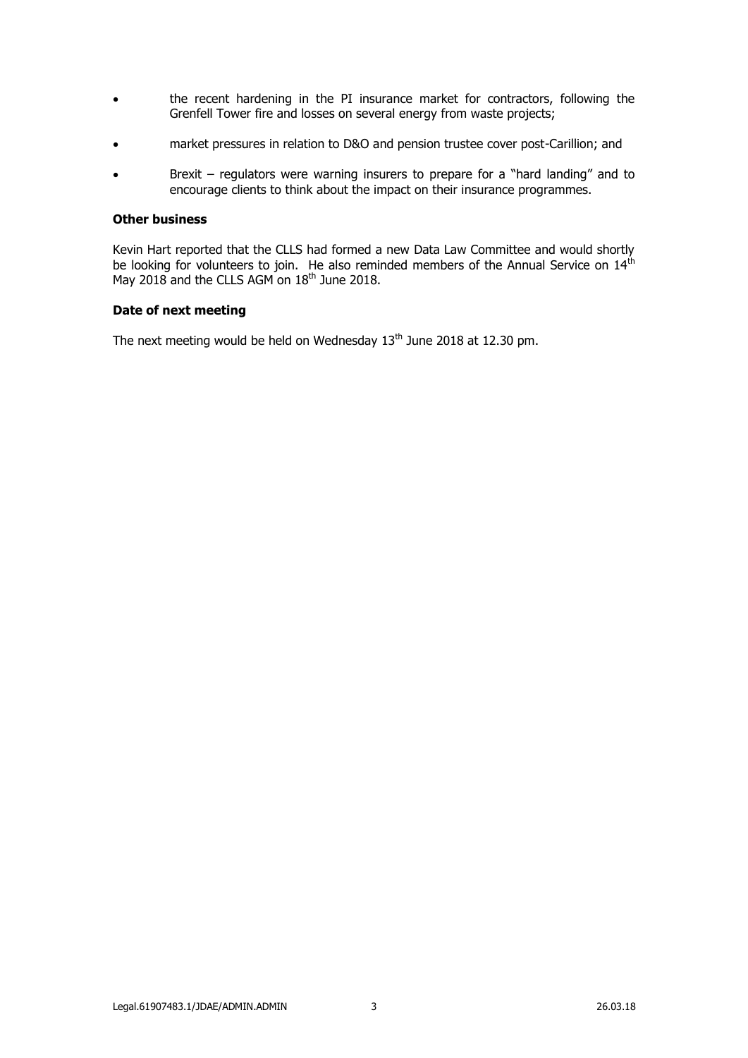- the recent hardening in the PI insurance market for contractors, following the Grenfell Tower fire and losses on several energy from waste projects;
- market pressures in relation to D&O and pension trustee cover post-Carillion; and
- Brexit – regulators were warning insurers to prepare for a "hard landing" and to encourage clients to think about the impact on their insurance programmes.

**Other business**

Kevin Hart reported that the CLLS had formed a new Data Law Committee and would shortly be looking for volunteers to join. He also reminded members of the Annual Service on 14th May 2018 and the CLLS AGM on 18th June 2018.

**Date of next meeting**

The next meeting would be held on Wednesday 13th June 2018 at 12.30 pm.